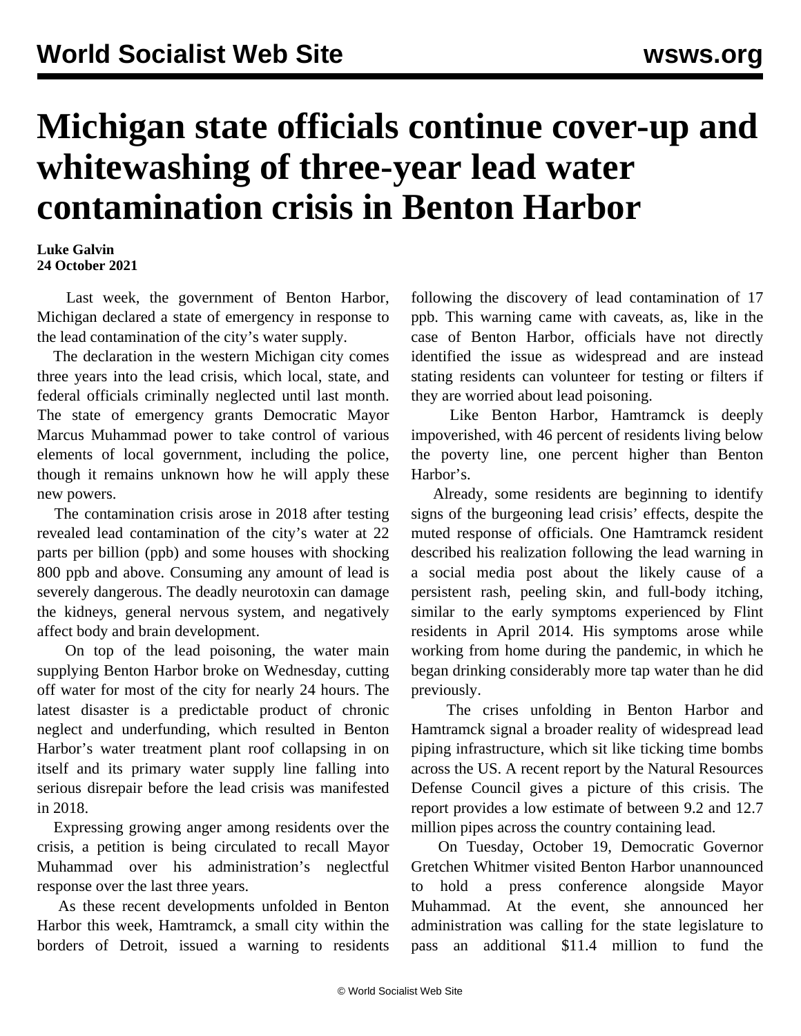# Michigan state officials continue cover-up and whitewashing of three-year lead water contamination crisis in Benton Harbor

**Luke Galvin**
**24 October 2021**

Last week, the government of Benton Harbor, Michigan declared a state of emergency in response to the lead contamination of the city's water supply.

The declaration in the western Michigan city comes three years into the lead crisis, which local, state, and federal officials criminally neglected until last month. The state of emergency grants Democratic Mayor Marcus Muhammad power to take control of various elements of local government, including the police, though it remains unknown how he will apply these new powers.

The contamination crisis arose in 2018 after testing revealed lead contamination of the city's water at 22 parts per billion (ppb) and some houses with shocking 800 ppb and above. Consuming any amount of lead is severely dangerous. The deadly neurotoxin can damage the kidneys, general nervous system, and negatively affect body and brain development.

On top of the lead poisoning, the water main supplying Benton Harbor broke on Wednesday, cutting off water for most of the city for nearly 24 hours. The latest disaster is a predictable product of chronic neglect and underfunding, which resulted in Benton Harbor's water treatment plant roof collapsing in on itself and its primary water supply line falling into serious disrepair before the lead crisis was manifested in 2018.

Expressing growing anger among residents over the crisis, a petition is being circulated to recall Mayor Muhammad over his administration's neglectful response over the last three years.

As these recent developments unfolded in Benton Harbor this week, Hamtramck, a small city within the borders of Detroit, issued a warning to residents following the discovery of lead contamination of 17 ppb. This warning came with caveats, as, like in the case of Benton Harbor, officials have not directly identified the issue as widespread and are instead stating residents can volunteer for testing or filters if they are worried about lead poisoning.

Like Benton Harbor, Hamtramck is deeply impoverished, with 46 percent of residents living below the poverty line, one percent higher than Benton Harbor's.

Already, some residents are beginning to identify signs of the burgeoning lead crisis' effects, despite the muted response of officials. One Hamtramck resident described his realization following the lead warning in a social media post about the likely cause of a persistent rash, peeling skin, and full-body itching, similar to the early symptoms experienced by Flint residents in April 2014. His symptoms arose while working from home during the pandemic, in which he began drinking considerably more tap water than he did previously.

The crises unfolding in Benton Harbor and Hamtramck signal a broader reality of widespread lead piping infrastructure, which sit like ticking time bombs across the US. A recent report by the Natural Resources Defense Council gives a picture of this crisis. The report provides a low estimate of between 9.2 and 12.7 million pipes across the country containing lead.

On Tuesday, October 19, Democratic Governor Gretchen Whitmer visited Benton Harbor unannounced to hold a press conference alongside Mayor Muhammad. At the event, she announced her administration was calling for the state legislature to pass an additional $11.4 million to fund the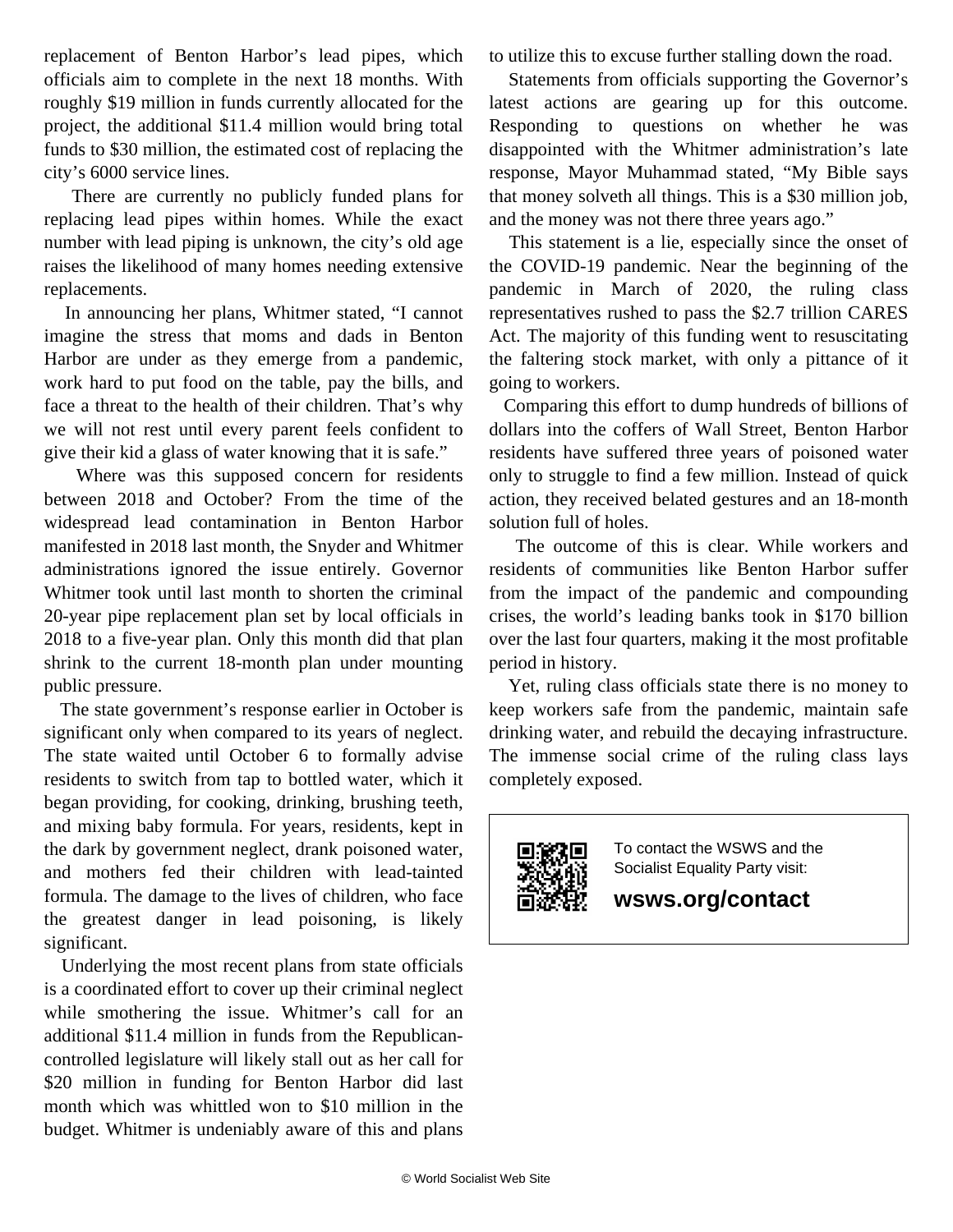replacement of Benton Harbor's lead pipes, which officials aim to complete in the next 18 months. With roughly $19 million in funds currently allocated for the project, the additional $11.4 million would bring total funds to $30 million, the estimated cost of replacing the city's 6000 service lines.

There are currently no publicly funded plans for replacing lead pipes within homes. While the exact number with lead piping is unknown, the city's old age raises the likelihood of many homes needing extensive replacements.

In announcing her plans, Whitmer stated, "I cannot imagine the stress that moms and dads in Benton Harbor are under as they emerge from a pandemic, work hard to put food on the table, pay the bills, and face a threat to the health of their children. That's why we will not rest until every parent feels confident to give their kid a glass of water knowing that it is safe."

Where was this supposed concern for residents between 2018 and October? From the time of the widespread lead contamination in Benton Harbor manifested in 2018 last month, the Snyder and Whitmer administrations ignored the issue entirely. Governor Whitmer took until last month to shorten the criminal 20-year pipe replacement plan set by local officials in 2018 to a five-year plan. Only this month did that plan shrink to the current 18-month plan under mounting public pressure.

The state government's response earlier in October is significant only when compared to its years of neglect. The state waited until October 6 to formally advise residents to switch from tap to bottled water, which it began providing, for cooking, drinking, brushing teeth, and mixing baby formula. For years, residents, kept in the dark by government neglect, drank poisoned water, and mothers fed their children with lead-tainted formula. The damage to the lives of children, who face the greatest danger in lead poisoning, is likely significant.

Underlying the most recent plans from state officials is a coordinated effort to cover up their criminal neglect while smothering the issue. Whitmer's call for an additional $11.4 million in funds from the Republican-controlled legislature will likely stall out as her call for $20 million in funding for Benton Harbor did last month which was whittled won to $10 million in the budget. Whitmer is undeniably aware of this and plans to utilize this to excuse further stalling down the road.

Statements from officials supporting the Governor's latest actions are gearing up for this outcome. Responding to questions on whether he was disappointed with the Whitmer administration's late response, Mayor Muhammad stated, "My Bible says that money solveth all things. This is a $30 million job, and the money was not there three years ago."

This statement is a lie, especially since the onset of the COVID-19 pandemic. Near the beginning of the pandemic in March of 2020, the ruling class representatives rushed to pass the $2.7 trillion CARES Act. The majority of this funding went to resuscitating the faltering stock market, with only a pittance of it going to workers.

Comparing this effort to dump hundreds of billions of dollars into the coffers of Wall Street, Benton Harbor residents have suffered three years of poisoned water only to struggle to find a few million. Instead of quick action, they received belated gestures and an 18-month solution full of holes.

The outcome of this is clear. While workers and residents of communities like Benton Harbor suffer from the impact of the pandemic and compounding crises, the world's leading banks took in $170 billion over the last four quarters, making it the most profitable period in history.

Yet, ruling class officials state there is no money to keep workers safe from the pandemic, maintain safe drinking water, and rebuild the decaying infrastructure. The immense social crime of the ruling class lays completely exposed.

To contact the WSWS and the Socialist Equality Party visit:

**wsws.org/contact**